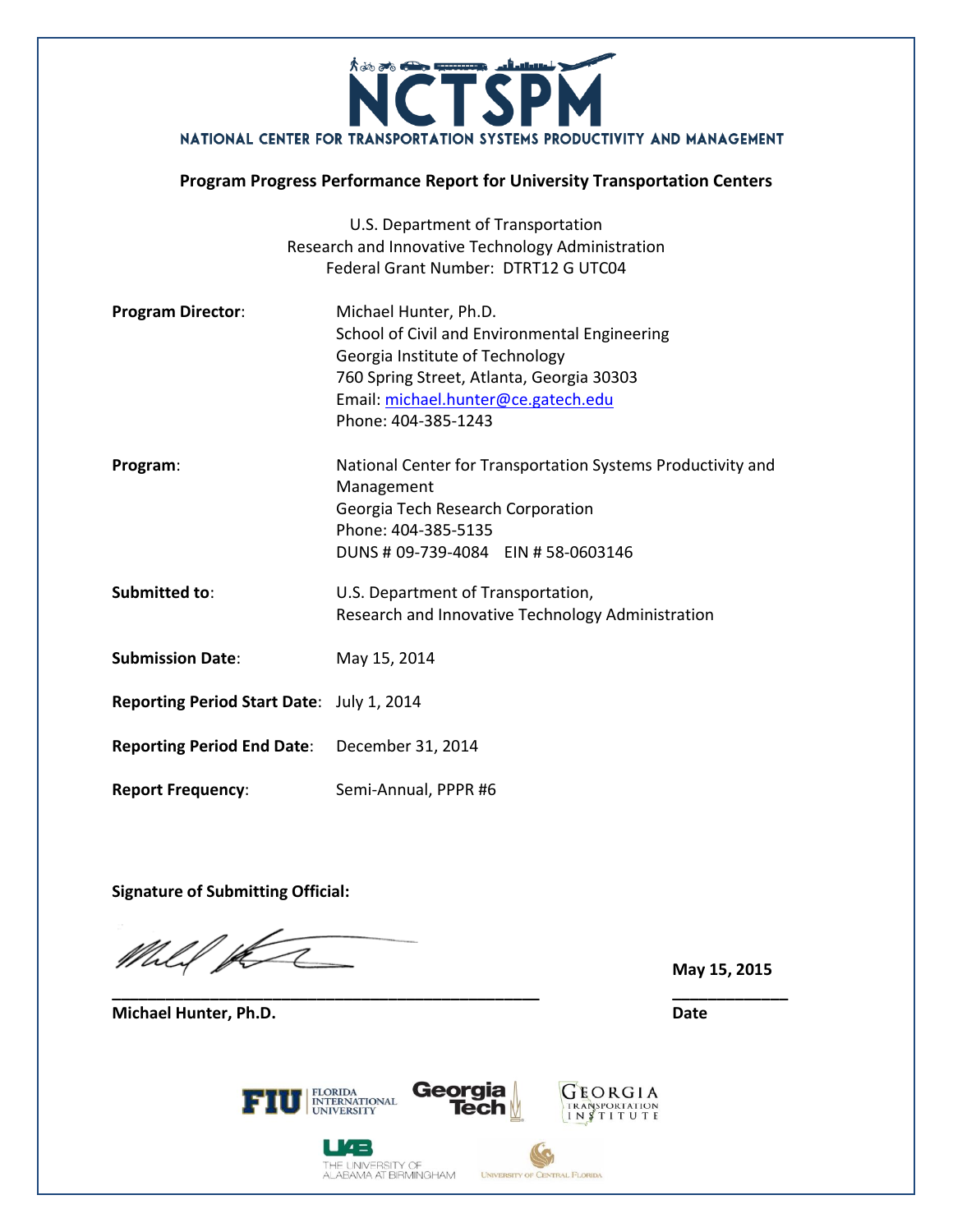# NCTSPM

NATIONAL CENTER FOR TRANSPORTATION SYSTEMS PRODUCTIVITY AND MANAGEMENT

**Program Progress Performance Report for University Transportation Centers**

U.S. Department of Transportation
Research and Innovative Technology Administration
Federal Grant Number: DTRT12 G UTC04

| | |
|---|---|
| **Program Director**: | Michael Hunter, Ph.D.<br>School of Civil and Environmental Engineering<br>Georgia Institute of Technology<br>760 Spring Street, Atlanta, Georgia 30303<br>Email: michael.hunter@ce.gatech.edu<br>Phone: 404-385-1243 |
| **Program**: | National Center for Transportation Systems Productivity and Management<br>Georgia Tech Research Corporation<br>Phone: 404-385-5135<br>DUNS # 09-739-4084 EIN # 58-0603146 |
| **Submitted to**: | U.S. Department of Transportation,<br>Research and Innovative Technology Administration |
| **Submission Date**: | May 15, 2014 |
| **Reporting Period Start Date**: | July 1, 2014 |
| **Reporting Period End Date**: | December 31, 2014 |
| **Report Frequency**: | Semi-Annual, PPPR #6 |

**Signature of Submitting Official:**

**May 15, 2015**

_______________________________________________ _____________

**Michael Hunter, Ph.D.** **Date**

FIU FLORIDA INTERNATIONAL UNIVERSITY | Georgia Tech | GEORGIA TRANSPORTATION INSTITUTE | UAB THE UNIVERSITY OF ALABAMA AT BIRMINGHAM | UNIVERSITY OF CENTRAL FLORIDA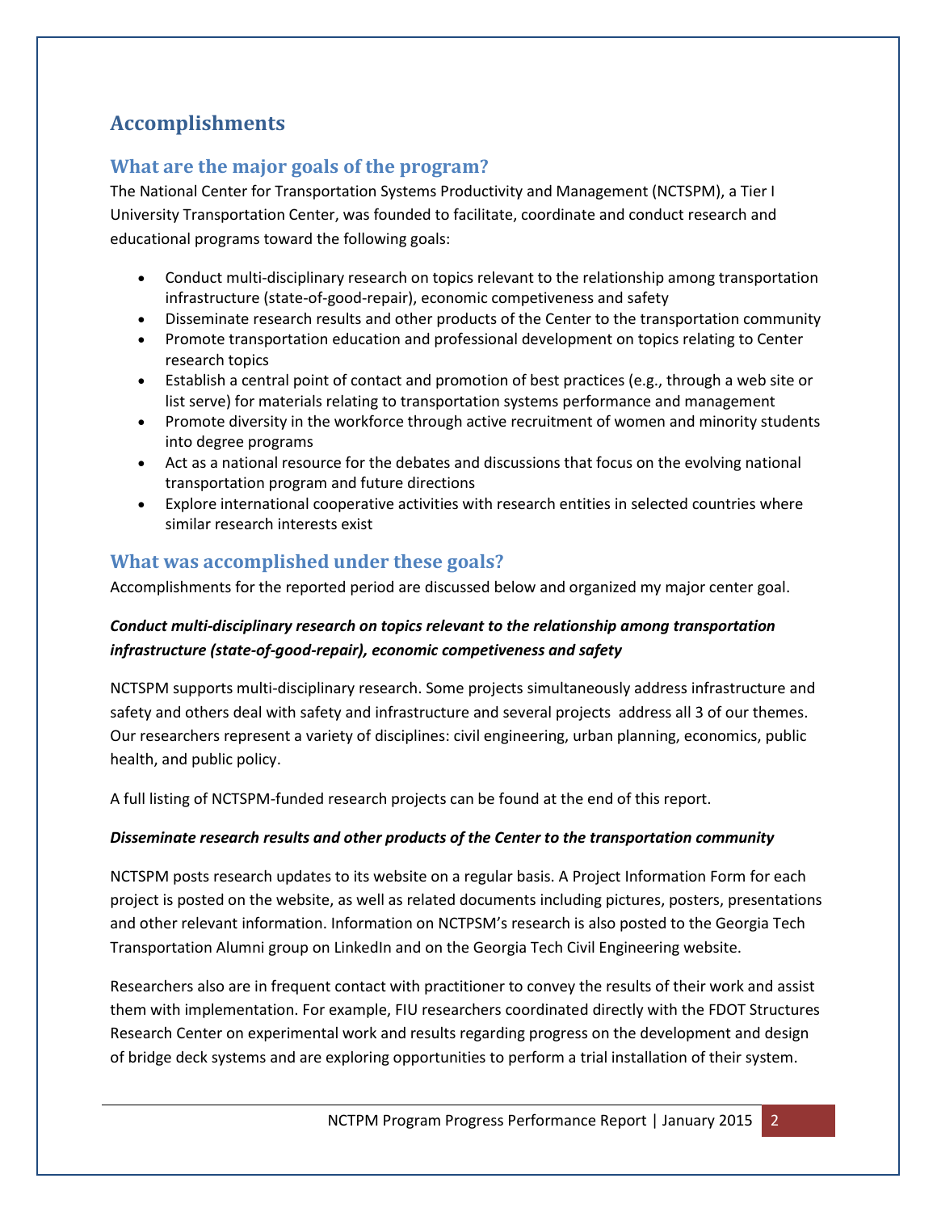# Accomplishments

## What are the major goals of the program?

The National Center for Transportation Systems Productivity and Management (NCTSPM), a Tier I University Transportation Center, was founded to facilitate, coordinate and conduct research and educational programs toward the following goals:

- Conduct multi-disciplinary research on topics relevant to the relationship among transportation infrastructure (state-of-good-repair), economic competiveness and safety
- Disseminate research results and other products of the Center to the transportation community
- Promote transportation education and professional development on topics relating to Center research topics
- Establish a central point of contact and promotion of best practices (e.g., through a web site or list serve) for materials relating to transportation systems performance and management
- Promote diversity in the workforce through active recruitment of women and minority students into degree programs
- Act as a national resource for the debates and discussions that focus on the evolving national transportation program and future directions
- Explore international cooperative activities with research entities in selected countries where similar research interests exist

## What was accomplished under these goals?

Accomplishments for the reported period are discussed below and organized my major center goal.

***Conduct multi-disciplinary research on topics relevant to the relationship among transportation infrastructure (state-of-good-repair), economic competiveness and safety***

NCTSPM supports multi-disciplinary research. Some projects simultaneously address infrastructure and safety and others deal with safety and infrastructure and several projects address all 3 of our themes. Our researchers represent a variety of disciplines: civil engineering, urban planning, economics, public health, and public policy.

A full listing of NCTSPM-funded research projects can be found at the end of this report.

***Disseminate research results and other products of the Center to the transportation community***

NCTSPM posts research updates to its website on a regular basis. A Project Information Form for each project is posted on the website, as well as related documents including pictures, posters, presentations and other relevant information. Information on NCTPSM's research is also posted to the Georgia Tech Transportation Alumni group on LinkedIn and on the Georgia Tech Civil Engineering website.

Researchers also are in frequent contact with practitioner to convey the results of their work and assist them with implementation. For example, FIU researchers coordinated directly with the FDOT Structures Research Center on experimental work and results regarding progress on the development and design of bridge deck systems and are exploring opportunities to perform a trial installation of their system.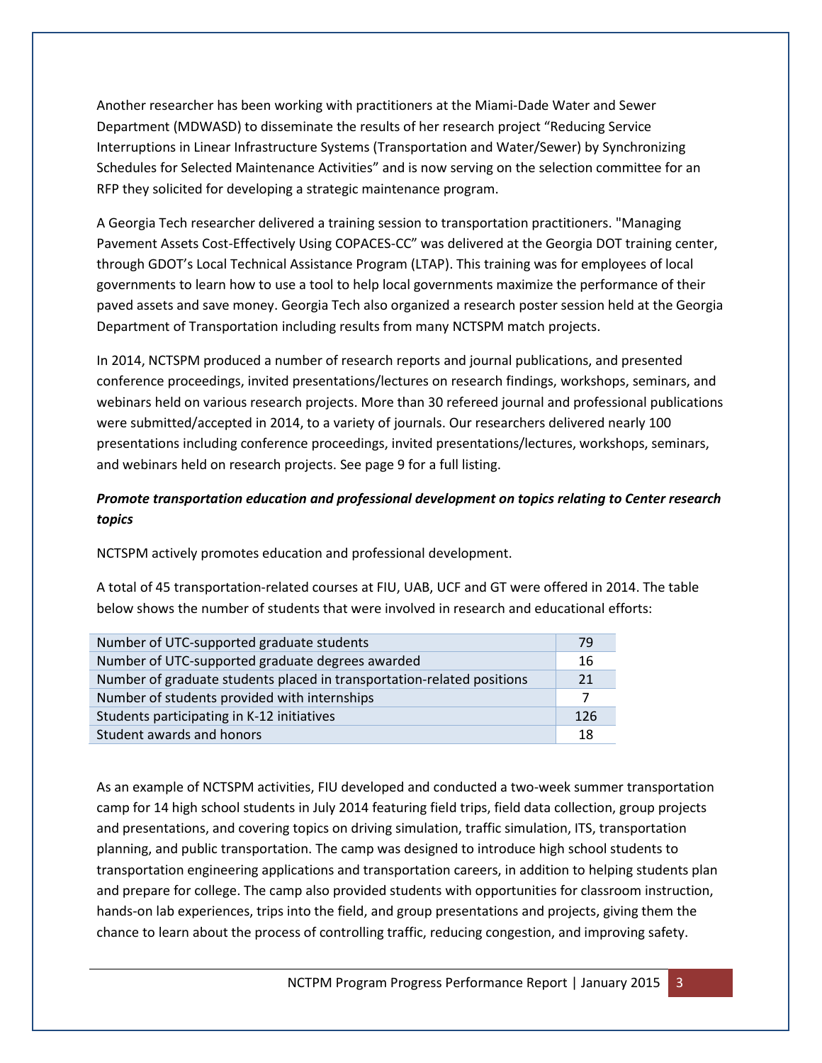Another researcher has been working with practitioners at the Miami-Dade Water and Sewer Department (MDWASD) to disseminate the results of her research project "Reducing Service Interruptions in Linear Infrastructure Systems (Transportation and Water/Sewer) by Synchronizing Schedules for Selected Maintenance Activities" and is now serving on the selection committee for an RFP they solicited for developing a strategic maintenance program.

A Georgia Tech researcher delivered a training session to transportation practitioners. "Managing Pavement Assets Cost-Effectively Using COPACES-CC" was delivered at the Georgia DOT training center, through GDOT's Local Technical Assistance Program (LTAP). This training was for employees of local governments to learn how to use a tool to help local governments maximize the performance of their paved assets and save money. Georgia Tech also organized a research poster session held at the Georgia Department of Transportation including results from many NCTSPM match projects.

In 2014, NCTSPM produced a number of research reports and journal publications, and presented conference proceedings, invited presentations/lectures on research findings, workshops, seminars, and webinars held on various research projects. More than 30 refereed journal and professional publications were submitted/accepted in 2014, to a variety of journals. Our researchers delivered nearly 100 presentations including conference proceedings, invited presentations/lectures, workshops, seminars, and webinars held on research projects. See page 9 for a full listing.

***Promote transportation education and professional development on topics relating to Center research topics***

NCTSPM actively promotes education and professional development.

A total of 45 transportation-related courses at FIU, UAB, UCF and GT were offered in 2014. The table below shows the number of students that were involved in research and educational efforts:

| | |
|---|---|
| Number of UTC-supported graduate students | 79 |
| Number of UTC-supported graduate degrees awarded | 16 |
| Number of graduate students placed in transportation-related positions | 21 |
| Number of students provided with internships | 7 |
| Students participating in K-12 initiatives | 126 |
| Student awards and honors | 18 |

As an example of NCTSPM activities, FIU developed and conducted a two-week summer transportation camp for 14 high school students in July 2014 featuring field trips, field data collection, group projects and presentations, and covering topics on driving simulation, traffic simulation, ITS, transportation planning, and public transportation. The camp was designed to introduce high school students to transportation engineering applications and transportation careers, in addition to helping students plan and prepare for college. The camp also provided students with opportunities for classroom instruction, hands-on lab experiences, trips into the field, and group presentations and projects, giving them the chance to learn about the process of controlling traffic, reducing congestion, and improving safety.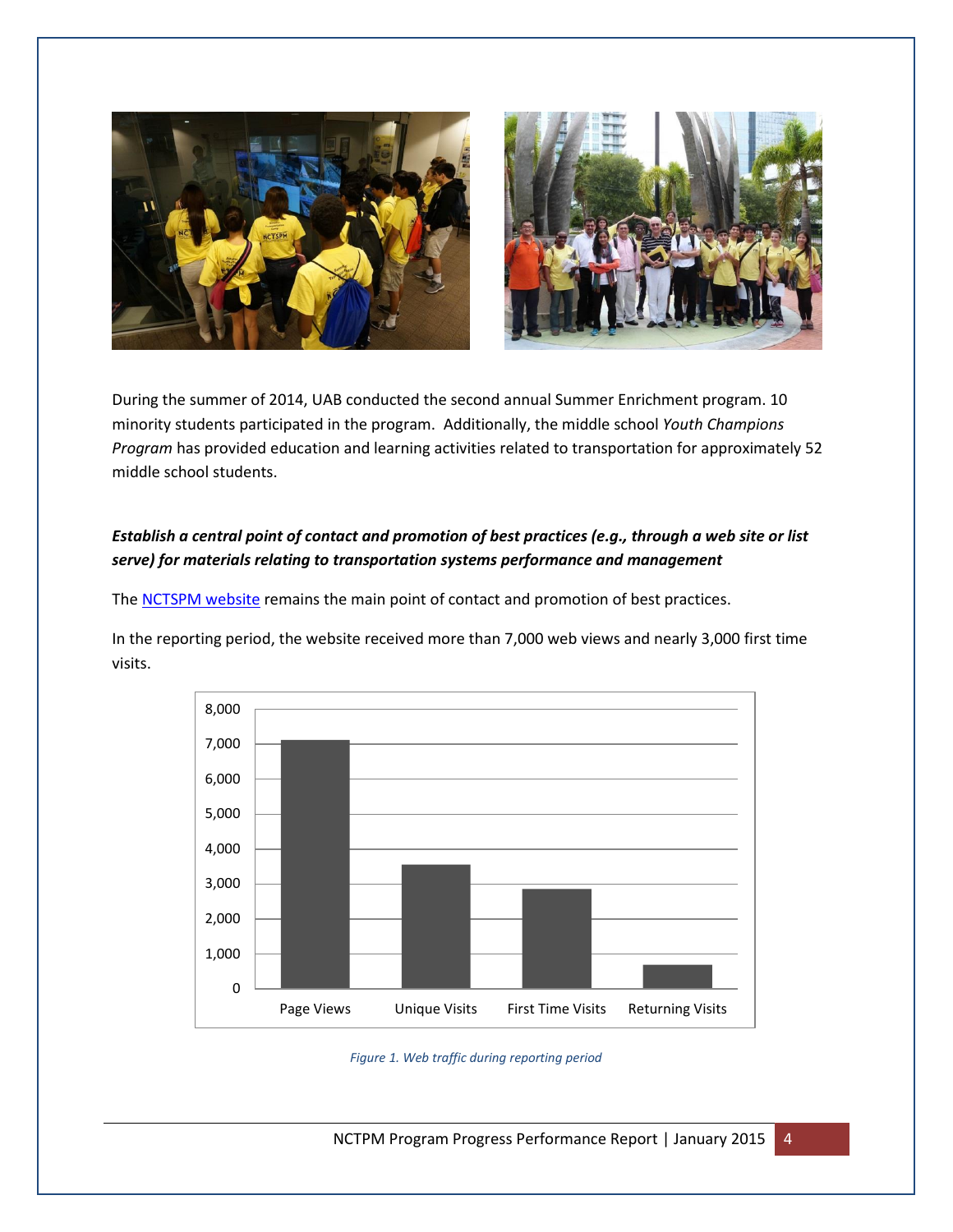During the summer of 2014, UAB conducted the second annual Summer Enrichment program. 10 minority students participated in the program. Additionally, the middle school *Youth Champions Program* has provided education and learning activities related to transportation for approximately 52 middle school students.

***Establish a central point of contact and promotion of best practices (e.g., through a web site or list serve) for materials relating to transportation systems performance and management***

The [NCTSPM website] remains the main point of contact and promotion of best practices.

In the reporting period, the website received more than 7,000 web views and nearly 3,000 first time visits.

*Figure 1. Web traffic during reporting period*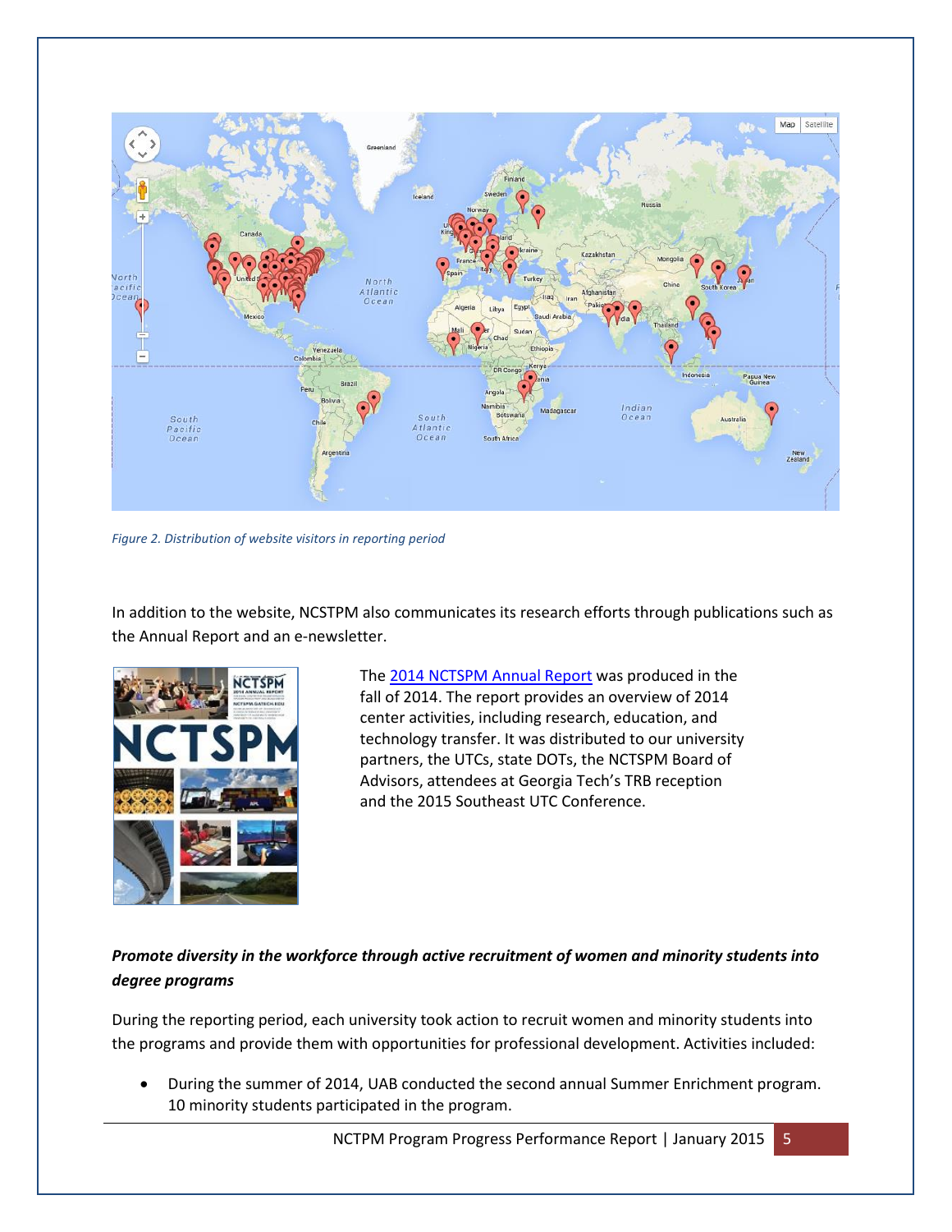Figure 2. Distribution of website visitors in reporting period

In addition to the website, NCSTPM also communicates its research efforts through publications such as the Annual Report and an e-newsletter.

The [2014 NCTSPM Annual Report]() was produced in the fall of 2014. The report provides an overview of 2014 center activities, including research, education, and technology transfer. It was distributed to our university partners, the UTCs, state DOTs, the NCTSPM Board of Advisors, attendees at Georgia Tech's TRB reception and the 2015 Southeast UTC Conference.

***Promote diversity in the workforce through active recruitment of women and minority students into degree programs***

During the reporting period, each university took action to recruit women and minority students into the programs and provide them with opportunities for professional development. Activities included:

- During the summer of 2014, UAB conducted the second annual Summer Enrichment program. 10 minority students participated in the program.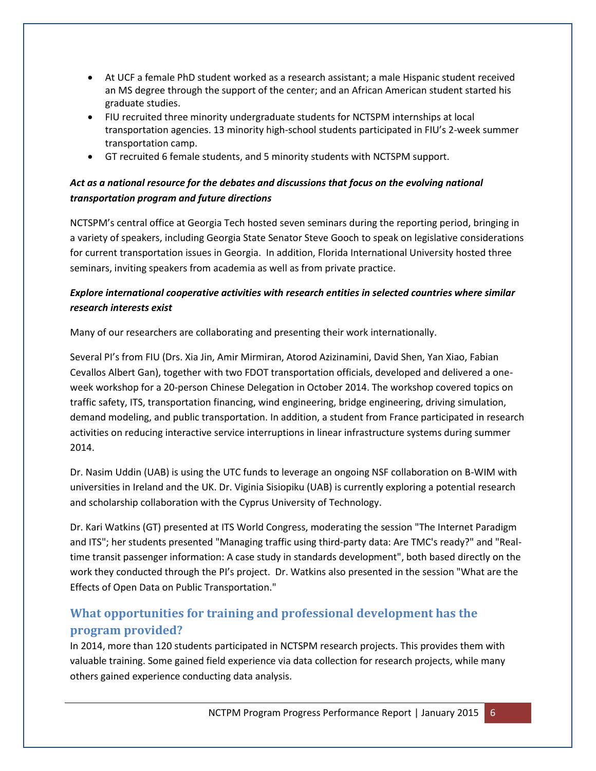- At UCF a female PhD student worked as a research assistant; a male Hispanic student received an MS degree through the support of the center; and an African American student started his graduate studies.
- FIU recruited three minority undergraduate students for NCTSPM internships at local transportation agencies. 13 minority high-school students participated in FIU's 2-week summer transportation camp.
- GT recruited 6 female students, and 5 minority students with NCTSPM support.

***Act as a national resource for the debates and discussions that focus on the evolving national transportation program and future directions***

NCTSPM's central office at Georgia Tech hosted seven seminars during the reporting period, bringing in a variety of speakers, including Georgia State Senator Steve Gooch to speak on legislative considerations for current transportation issues in Georgia. In addition, Florida International University hosted three seminars, inviting speakers from academia as well as from private practice.

***Explore international cooperative activities with research entities in selected countries where similar research interests exist***

Many of our researchers are collaborating and presenting their work internationally.

Several PI's from FIU (Drs. Xia Jin, Amir Mirmiran, Atorod Azizinamini, David Shen, Yan Xiao, Fabian Cevallos Albert Gan), together with two FDOT transportation officials, developed and delivered a one-week workshop for a 20-person Chinese Delegation in October 2014. The workshop covered topics on traffic safety, ITS, transportation financing, wind engineering, bridge engineering, driving simulation, demand modeling, and public transportation. In addition, a student from France participated in research activities on reducing interactive service interruptions in linear infrastructure systems during summer 2014.

Dr. Nasim Uddin (UAB) is using the UTC funds to leverage an ongoing NSF collaboration on B-WIM with universities in Ireland and the UK. Dr. Viginia Sisiopiku (UAB) is currently exploring a potential research and scholarship collaboration with the Cyprus University of Technology.

Dr. Kari Watkins (GT) presented at ITS World Congress, moderating the session "The Internet Paradigm and ITS"; her students presented "Managing traffic using third-party data: Are TMC's ready?" and "Real-time transit passenger information: A case study in standards development", both based directly on the work they conducted through the PI's project. Dr. Watkins also presented in the session "What are the Effects of Open Data on Public Transportation."

## What opportunities for training and professional development has the program provided?

In 2014, more than 120 students participated in NCTSPM research projects. This provides them with valuable training. Some gained field experience via data collection for research projects, while many others gained experience conducting data analysis.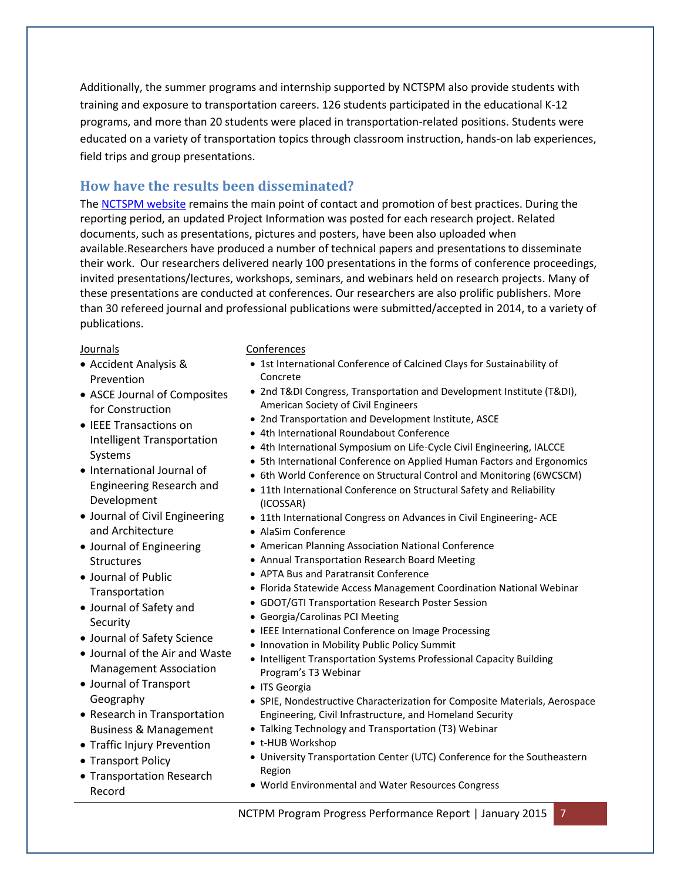Additionally, the summer programs and internship supported by NCTSPM also provide students with training and exposure to transportation careers. 126 students participated in the educational K-12 programs, and more than 20 students were placed in transportation-related positions. Students were educated on a variety of transportation topics through classroom instruction, hands-on lab experiences, field trips and group presentations.

## How have the results been disseminated?

The [NCTSPM website](NCTSPM website) remains the main point of contact and promotion of best practices. During the reporting period, an updated Project Information was posted for each research project. Related documents, such as presentations, pictures and posters, have been also uploaded when available.Researchers have produced a number of technical papers and presentations to disseminate their work. Our researchers delivered nearly 100 presentations in the forms of conference proceedings, invited presentations/lectures, workshops, seminars, and webinars held on research projects. Many of these presentations are conducted at conferences. Our researchers are also prolific publishers. More than 30 refereed journal and professional publications were submitted/accepted in 2014, to a variety of publications.

Journals

- Accident Analysis & Prevention
- ASCE Journal of Composites for Construction
- IEEE Transactions on Intelligent Transportation Systems
- International Journal of Engineering Research and Development
- Journal of Civil Engineering and Architecture
- Journal of Engineering Structures
- Journal of Public Transportation
- Journal of Safety and Security
- Journal of Safety Science
- Journal of the Air and Waste Management Association
- Journal of Transport Geography
- Research in Transportation Business & Management
- Traffic Injury Prevention
- Transport Policy
- Transportation Research Record

Conferences

- 1st International Conference of Calcined Clays for Sustainability of Concrete
- 2nd T&DI Congress, Transportation and Development Institute (T&DI), American Society of Civil Engineers
- 2nd Transportation and Development Institute, ASCE
- 4th International Roundabout Conference
- 4th International Symposium on Life-Cycle Civil Engineering, IALCCE
- 5th International Conference on Applied Human Factors and Ergonomics
- 6th World Conference on Structural Control and Monitoring (6WCSCM)
- 11th International Conference on Structural Safety and Reliability (ICOSSAR)
- 11th International Congress on Advances in Civil Engineering- ACE
- AlaSim Conference
- American Planning Association National Conference
- Annual Transportation Research Board Meeting
- APTA Bus and Paratransit Conference
- Florida Statewide Access Management Coordination National Webinar
- GDOT/GTI Transportation Research Poster Session
- Georgia/Carolinas PCI Meeting
- IEEE International Conference on Image Processing
- Innovation in Mobility Public Policy Summit
- Intelligent Transportation Systems Professional Capacity Building Program's T3 Webinar
- ITS Georgia
- SPIE, Nondestructive Characterization for Composite Materials, Aerospace Engineering, Civil Infrastructure, and Homeland Security
- Talking Technology and Transportation (T3) Webinar
- t-HUB Workshop
- University Transportation Center (UTC) Conference for the Southeastern Region
- World Environmental and Water Resources Congress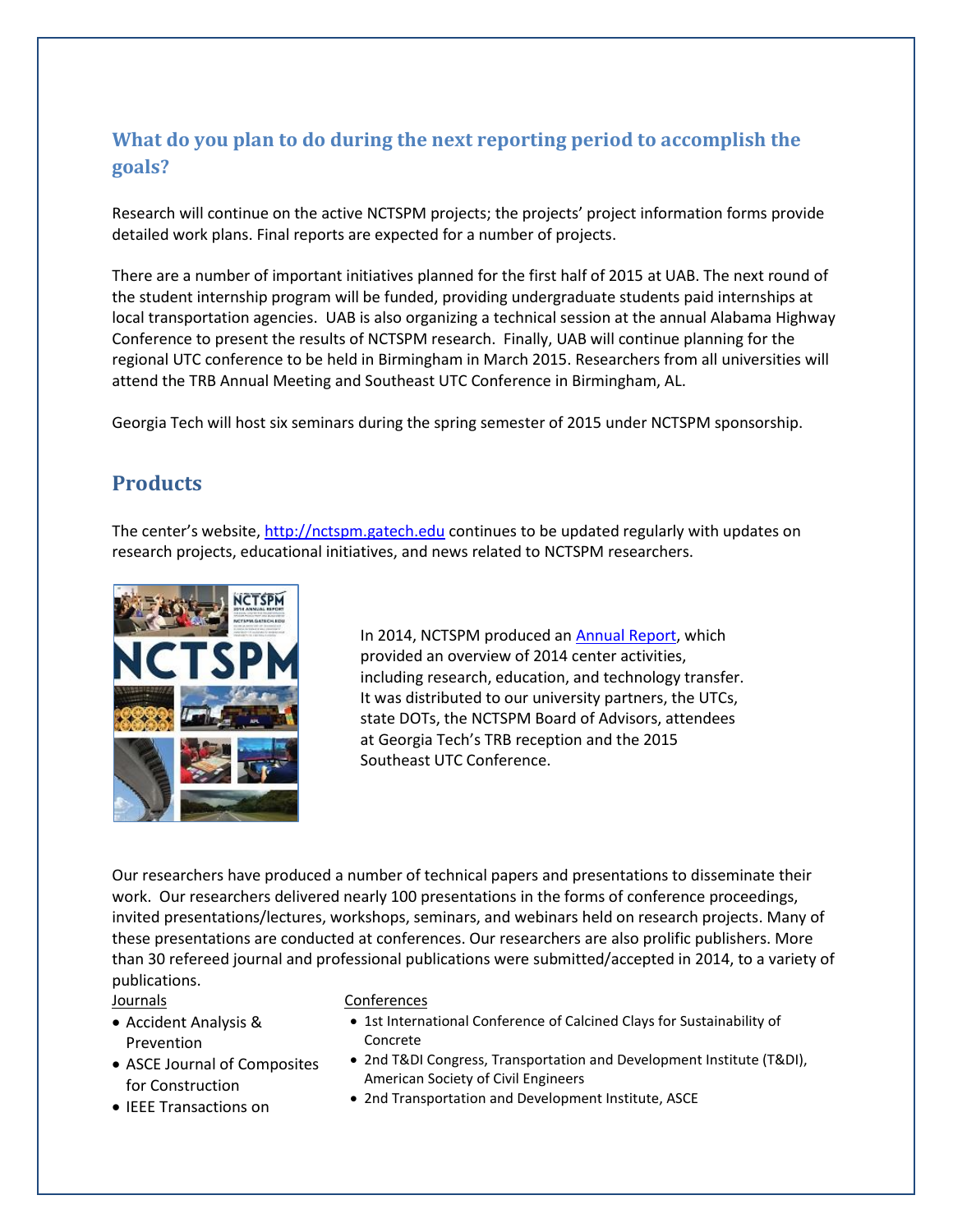## What do you plan to do during the next reporting period to accomplish the goals?

Research will continue on the active NCTSPM projects; the projects' project information forms provide detailed work plans. Final reports are expected for a number of projects.

There are a number of important initiatives planned for the first half of 2015 at UAB. The next round of the student internship program will be funded, providing undergraduate students paid internships at local transportation agencies. UAB is also organizing a technical session at the annual Alabama Highway Conference to present the results of NCTSPM research. Finally, UAB will continue planning for the regional UTC conference to be held in Birmingham in March 2015. Researchers from all universities will attend the TRB Annual Meeting and Southeast UTC Conference in Birmingham, AL.

Georgia Tech will host six seminars during the spring semester of 2015 under NCTSPM sponsorship.

## Products

The center's website, http://nctspm.gatech.edu continues to be updated regularly with updates on research projects, educational initiatives, and news related to NCTSPM researchers.

In 2014, NCTSPM produced an Annual Report, which provided an overview of 2014 center activities, including research, education, and technology transfer. It was distributed to our university partners, the UTCs, state DOTs, the NCTSPM Board of Advisors, attendees at Georgia Tech's TRB reception and the 2015 Southeast UTC Conference.

Our researchers have produced a number of technical papers and presentations to disseminate their work. Our researchers delivered nearly 100 presentations in the forms of conference proceedings, invited presentations/lectures, workshops, seminars, and webinars held on research projects. Many of these presentations are conducted at conferences. Our researchers are also prolific publishers. More than 30 refereed journal and professional publications were submitted/accepted in 2014, to a variety of publications.

Journals

- Accident Analysis & Prevention
- ASCE Journal of Composites for Construction
- IEEE Transactions on

Conferences

- 1st International Conference of Calcined Clays for Sustainability of Concrete
- 2nd T&DI Congress, Transportation and Development Institute (T&DI), American Society of Civil Engineers
- 2nd Transportation and Development Institute, ASCE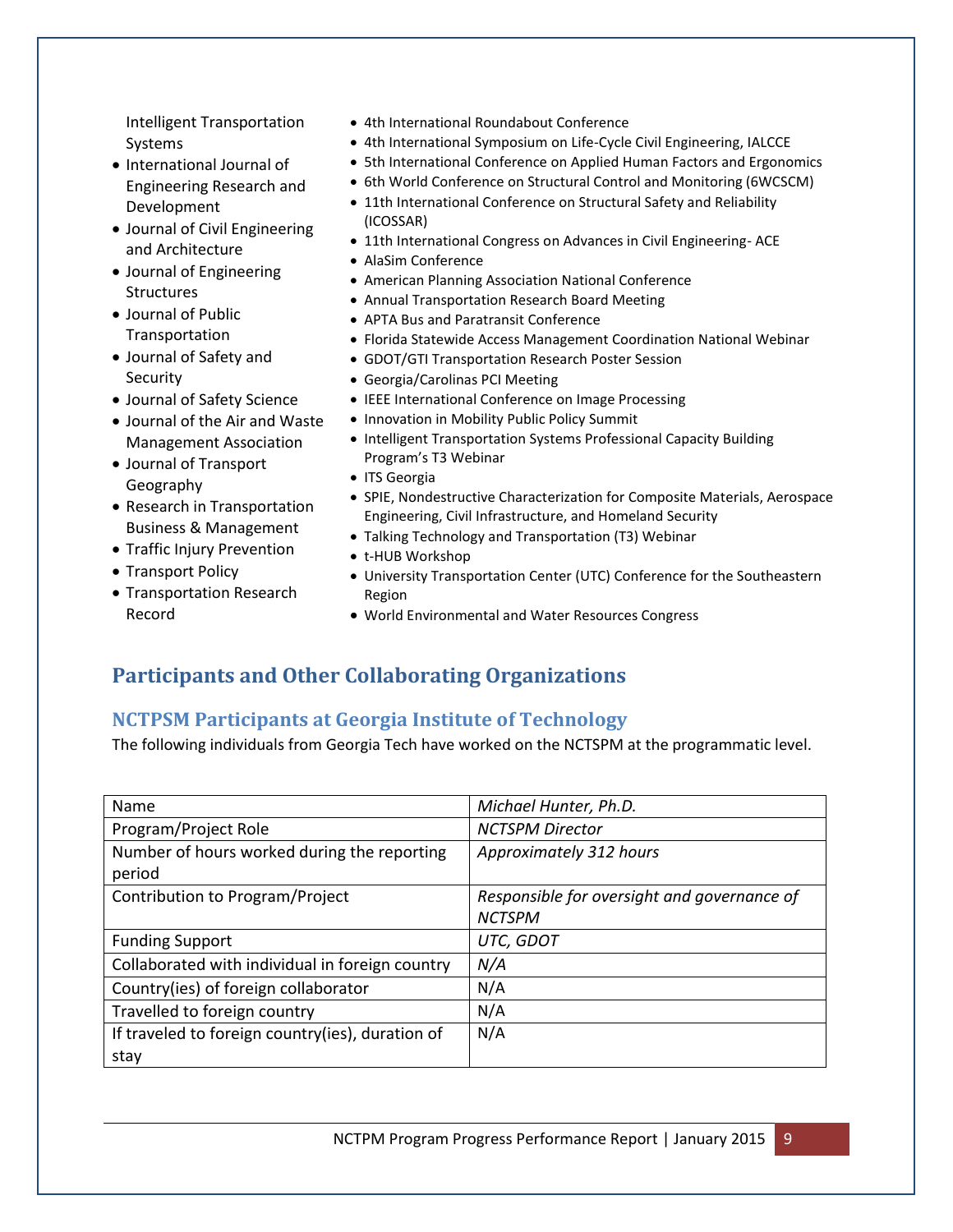Intelligent Transportation Systems

- International Journal of Engineering Research and Development
- Journal of Civil Engineering and Architecture
- Journal of Engineering Structures
- Journal of Public Transportation
- Journal of Safety and Security
- Journal of Safety Science
- Journal of the Air and Waste Management Association
- Journal of Transport Geography
- Research in Transportation Business & Management
- Traffic Injury Prevention
- Transport Policy
- Transportation Research Record

- 4th International Roundabout Conference
- 4th International Symposium on Life-Cycle Civil Engineering, IALCCE
- 5th International Conference on Applied Human Factors and Ergonomics
- 6th World Conference on Structural Control and Monitoring (6WCSCM)
- 11th International Conference on Structural Safety and Reliability (ICOSSAR)
- 11th International Congress on Advances in Civil Engineering- ACE
- AlaSim Conference
- American Planning Association National Conference
- Annual Transportation Research Board Meeting
- APTA Bus and Paratransit Conference
- Florida Statewide Access Management Coordination National Webinar
- GDOT/GTI Transportation Research Poster Session
- Georgia/Carolinas PCI Meeting
- IEEE International Conference on Image Processing
- Innovation in Mobility Public Policy Summit
- Intelligent Transportation Systems Professional Capacity Building Program's T3 Webinar
- ITS Georgia
- SPIE, Nondestructive Characterization for Composite Materials, Aerospace Engineering, Civil Infrastructure, and Homeland Security
- Talking Technology and Transportation (T3) Webinar
- t-HUB Workshop
- University Transportation Center (UTC) Conference for the Southeastern Region
- World Environmental and Water Resources Congress

## Participants and Other Collaborating Organizations

### NCTPSM Participants at Georgia Institute of Technology

The following individuals from Georgia Tech have worked on the NCTSPM at the programmatic level.

| Name | *Michael Hunter, Ph.D.* |
|---|---|
| Program/Project Role | *NCTSPM Director* |
| Number of hours worked during the reporting period | *Approximately 312 hours* |
| Contribution to Program/Project | *Responsible for oversight and governance of NCTSPM* |
| Funding Support | *UTC, GDOT* |
| Collaborated with individual in foreign country | *N/A* |
| Country(ies) of foreign collaborator | N/A |
| Travelled to foreign country | N/A |
| If traveled to foreign country(ies), duration of stay | N/A |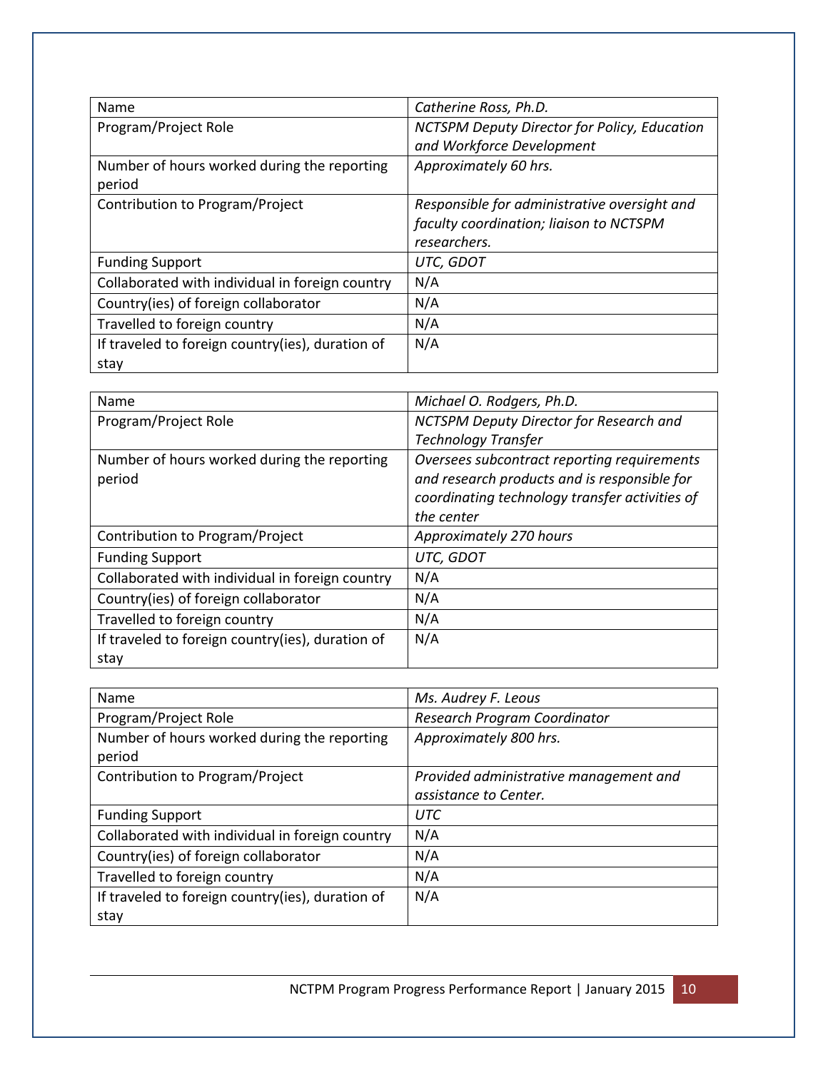| Name | *Catherine Ross, Ph.D.* |
|---|---|
| Program/Project Role | *NCTSPM Deputy Director for Policy, Education and Workforce Development* |
| Number of hours worked during the reporting period | *Approximately 60 hrs.* |
| Contribution to Program/Project | *Responsible for administrative oversight and faculty coordination; liaison to NCTSPM researchers.* |
| Funding Support | *UTC, GDOT* |
| Collaborated with individual in foreign country | N/A |
| Country(ies) of foreign collaborator | N/A |
| Travelled to foreign country | N/A |
| If traveled to foreign country(ies), duration of stay | N/A |

| Name | *Michael O. Rodgers, Ph.D.* |
|---|---|
| Program/Project Role | *NCTSPM Deputy Director for Research and Technology Transfer* |
| Number of hours worked during the reporting period | *Oversees subcontract reporting requirements and research products and is responsible for coordinating technology transfer activities of the center* |
| Contribution to Program/Project | *Approximately 270 hours* |
| Funding Support | *UTC, GDOT* |
| Collaborated with individual in foreign country | N/A |
| Country(ies) of foreign collaborator | N/A |
| Travelled to foreign country | N/A |
| If traveled to foreign country(ies), duration of stay | N/A |

| Name | *Ms. Audrey F. Leous* |
|---|---|
| Program/Project Role | *Research Program Coordinator* |
| Number of hours worked during the reporting period | *Approximately 800 hrs.* |
| Contribution to Program/Project | *Provided administrative management and assistance to Center.* |
| Funding Support | *UTC* |
| Collaborated with individual in foreign country | N/A |
| Country(ies) of foreign collaborator | N/A |
| Travelled to foreign country | N/A |
| If traveled to foreign country(ies), duration of stay | N/A |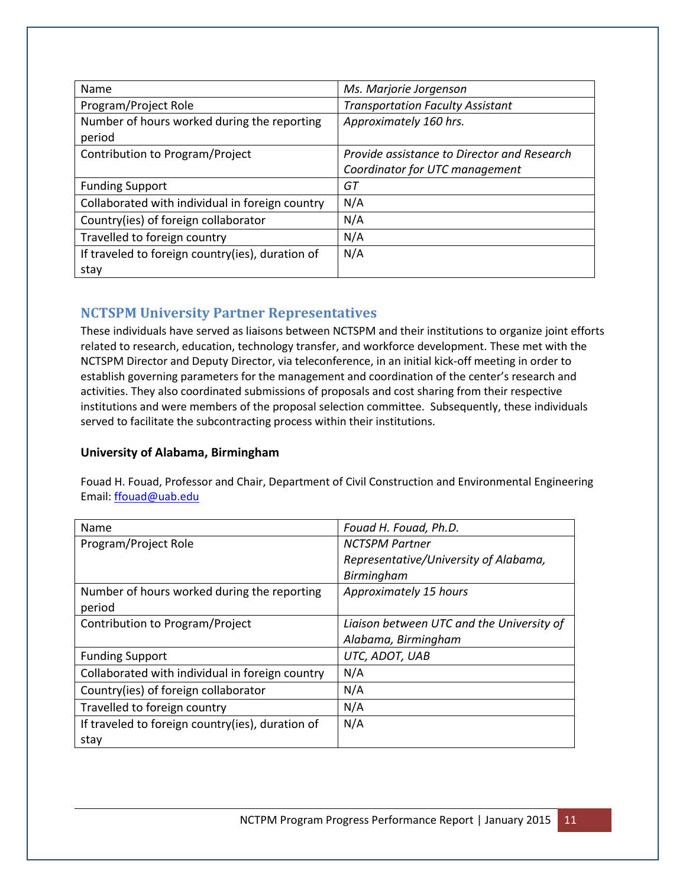| Name | *Ms. Marjorie Jorgenson* |
|---|---|
| Program/Project Role | *Transportation Faculty Assistant* |
| Number of hours worked during the reporting period | *Approximately 160 hrs.* |
| Contribution to Program/Project | *Provide assistance to Director and Research Coordinator for UTC management* |
| Funding Support | *GT* |
| Collaborated with individual in foreign country | N/A |
| Country(ies) of foreign collaborator | N/A |
| Travelled to foreign country | N/A |
| If traveled to foreign country(ies), duration of stay | N/A |

## NCTSPM University Partner Representatives

These individuals have served as liaisons between NCTSPM and their institutions to organize joint efforts related to research, education, technology transfer, and workforce development. These met with the NCTSPM Director and Deputy Director, via teleconference, in an initial kick-off meeting in order to establish governing parameters for the management and coordination of the center's research and activities. They also coordinated submissions of proposals and cost sharing from their respective institutions and were members of the proposal selection committee. Subsequently, these individuals served to facilitate the subcontracting process within their institutions.

**University of Alabama, Birmingham**

Fouad H. Fouad, Professor and Chair, Department of Civil Construction and Environmental Engineering
Email: ffouad@uab.edu

| Name | *Fouad H. Fouad, Ph.D.* |
|---|---|
| Program/Project Role | *NCTSPM Partner Representative/University of Alabama, Birmingham* |
| Number of hours worked during the reporting period | *Approximately 15 hours* |
| Contribution to Program/Project | *Liaison between UTC and the University of Alabama, Birmingham* |
| Funding Support | *UTC, ADOT, UAB* |
| Collaborated with individual in foreign country | N/A |
| Country(ies) of foreign collaborator | N/A |
| Travelled to foreign country | N/A |
| If traveled to foreign country(ies), duration of stay | N/A |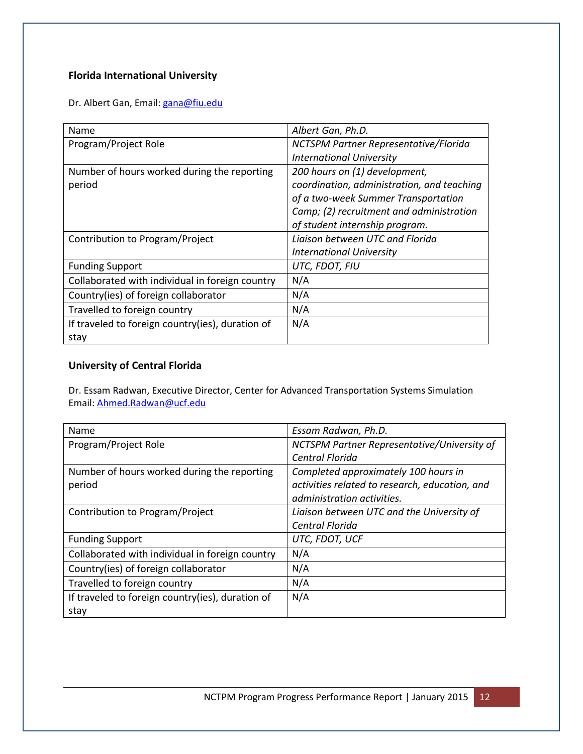### Florida International University

Dr. Albert Gan, Email: gana@fiu.edu

| Name | *Albert Gan, Ph.D.* |
|---|---|
| Program/Project Role | *NCTSPM Partner Representative/Florida International University* |
| Number of hours worked during the reporting period | *200 hours on (1) development, coordination, administration, and teaching of a two-week Summer Transportation Camp; (2) recruitment and administration of student internship program.* |
| Contribution to Program/Project | *Liaison between UTC and Florida International University* |
| Funding Support | *UTC, FDOT, FIU* |
| Collaborated with individual in foreign country | N/A |
| Country(ies) of foreign collaborator | N/A |
| Travelled to foreign country | N/A |
| If traveled to foreign country(ies), duration of stay | N/A |

### University of Central Florida

Dr. Essam Radwan, Executive Director, Center for Advanced Transportation Systems Simulation
Email: Ahmed.Radwan@ucf.edu

| Name | *Essam Radwan, Ph.D.* |
|---|---|
| Program/Project Role | *NCTSPM Partner Representative/University of Central Florida* |
| Number of hours worked during the reporting period | *Completed approximately 100 hours in activities related to research, education, and administration activities.* |
| Contribution to Program/Project | *Liaison between UTC and the University of Central Florida* |
| Funding Support | *UTC, FDOT, UCF* |
| Collaborated with individual in foreign country | N/A |
| Country(ies) of foreign collaborator | N/A |
| Travelled to foreign country | N/A |
| If traveled to foreign country(ies), duration of stay | N/A |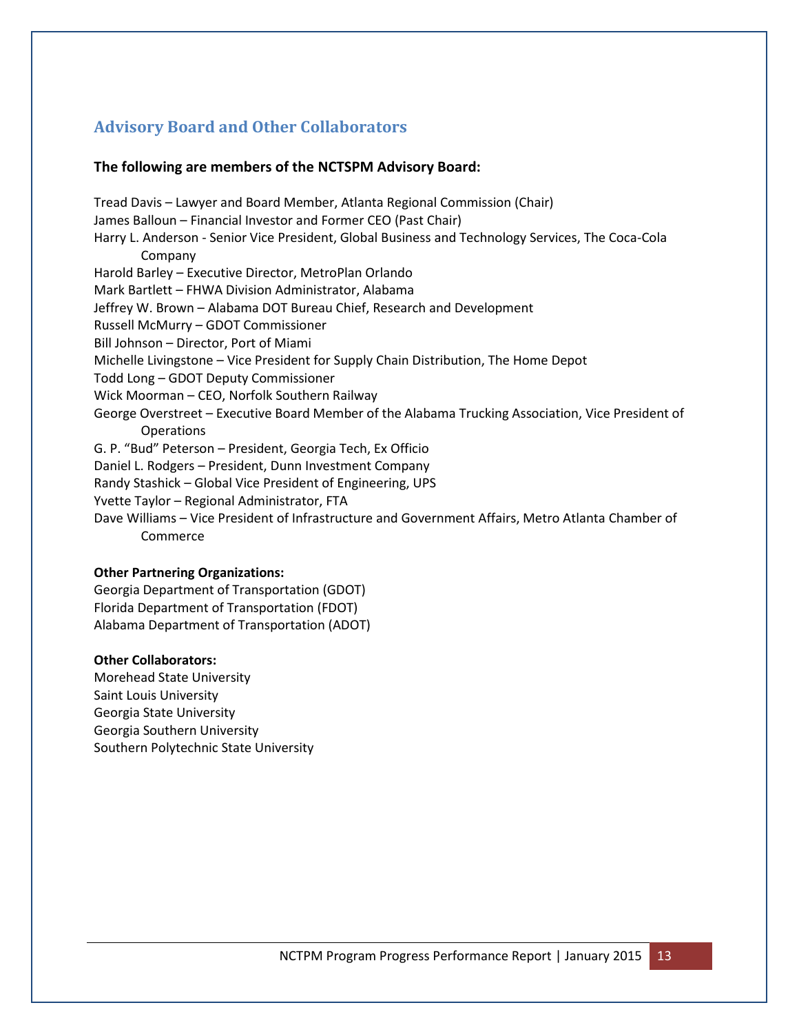## Advisory Board and Other Collaborators

**The following are members of the NCTSPM Advisory Board:**

Tread Davis – Lawyer and Board Member, Atlanta Regional Commission (Chair)
James Balloun – Financial Investor and Former CEO (Past Chair)
Harry L. Anderson - Senior Vice President, Global Business and Technology Services, The Coca-Cola Company
Harold Barley – Executive Director, MetroPlan Orlando
Mark Bartlett – FHWA Division Administrator, Alabama
Jeffrey W. Brown – Alabama DOT Bureau Chief, Research and Development
Russell McMurry – GDOT Commissioner
Bill Johnson – Director, Port of Miami
Michelle Livingstone – Vice President for Supply Chain Distribution, The Home Depot
Todd Long – GDOT Deputy Commissioner
Wick Moorman – CEO, Norfolk Southern Railway
George Overstreet – Executive Board Member of the Alabama Trucking Association, Vice President of Operations
G. P. "Bud" Peterson – President, Georgia Tech, Ex Officio
Daniel L. Rodgers – President, Dunn Investment Company
Randy Stashick – Global Vice President of Engineering, UPS
Yvette Taylor – Regional Administrator, FTA
Dave Williams – Vice President of Infrastructure and Government Affairs, Metro Atlanta Chamber of Commerce

**Other Partnering Organizations:**
Georgia Department of Transportation (GDOT)
Florida Department of Transportation (FDOT)
Alabama Department of Transportation (ADOT)

**Other Collaborators:**
Morehead State University
Saint Louis University
Georgia State University
Georgia Southern University
Southern Polytechnic State University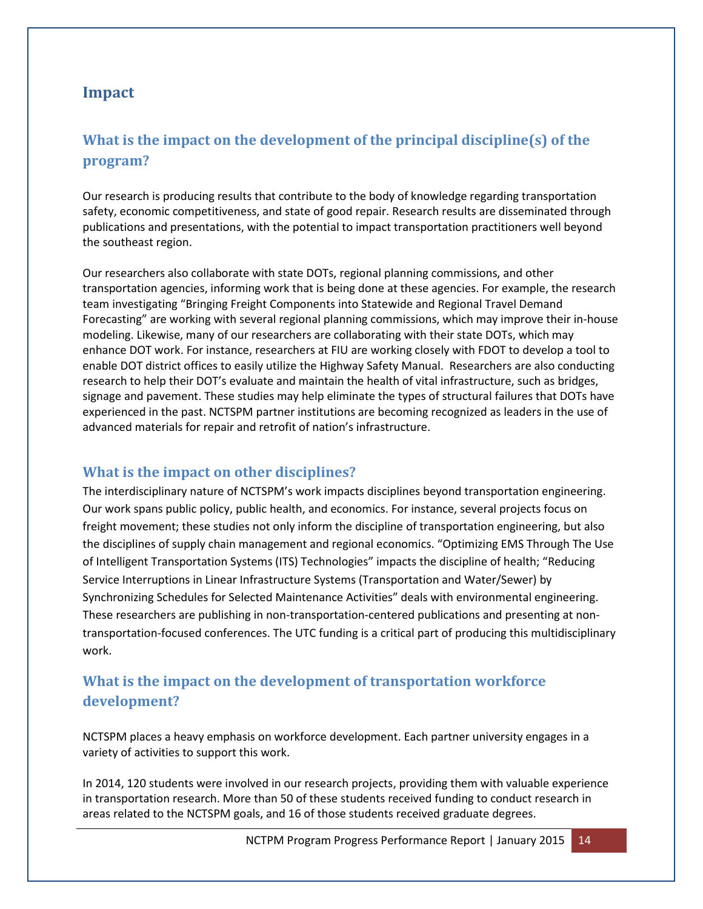# Impact

## What is the impact on the development of the principal discipline(s) of the program?

Our research is producing results that contribute to the body of knowledge regarding transportation safety, economic competitiveness, and state of good repair. Research results are disseminated through publications and presentations, with the potential to impact transportation practitioners well beyond the southeast region.

Our researchers also collaborate with state DOTs, regional planning commissions, and other transportation agencies, informing work that is being done at these agencies. For example, the research team investigating "Bringing Freight Components into Statewide and Regional Travel Demand Forecasting" are working with several regional planning commissions, which may improve their in-house modeling. Likewise, many of our researchers are collaborating with their state DOTs, which may enhance DOT work. For instance, researchers at FIU are working closely with FDOT to develop a tool to enable DOT district offices to easily utilize the Highway Safety Manual. Researchers are also conducting research to help their DOT's evaluate and maintain the health of vital infrastructure, such as bridges, signage and pavement. These studies may help eliminate the types of structural failures that DOTs have experienced in the past. NCTSPM partner institutions are becoming recognized as leaders in the use of advanced materials for repair and retrofit of nation's infrastructure.

## What is the impact on other disciplines?

The interdisciplinary nature of NCTSPM's work impacts disciplines beyond transportation engineering. Our work spans public policy, public health, and economics. For instance, several projects focus on freight movement; these studies not only inform the discipline of transportation engineering, but also the disciplines of supply chain management and regional economics. "Optimizing EMS Through The Use of Intelligent Transportation Systems (ITS) Technologies" impacts the discipline of health; "Reducing Service Interruptions in Linear Infrastructure Systems (Transportation and Water/Sewer) by Synchronizing Schedules for Selected Maintenance Activities" deals with environmental engineering. These researchers are publishing in non-transportation-centered publications and presenting at non-transportation-focused conferences. The UTC funding is a critical part of producing this multidisciplinary work.

## What is the impact on the development of transportation workforce development?

NCTSPM places a heavy emphasis on workforce development. Each partner university engages in a variety of activities to support this work.

In 2014, 120 students were involved in our research projects, providing them with valuable experience in transportation research. More than 50 of these students received funding to conduct research in areas related to the NCTSPM goals, and 16 of those students received graduate degrees.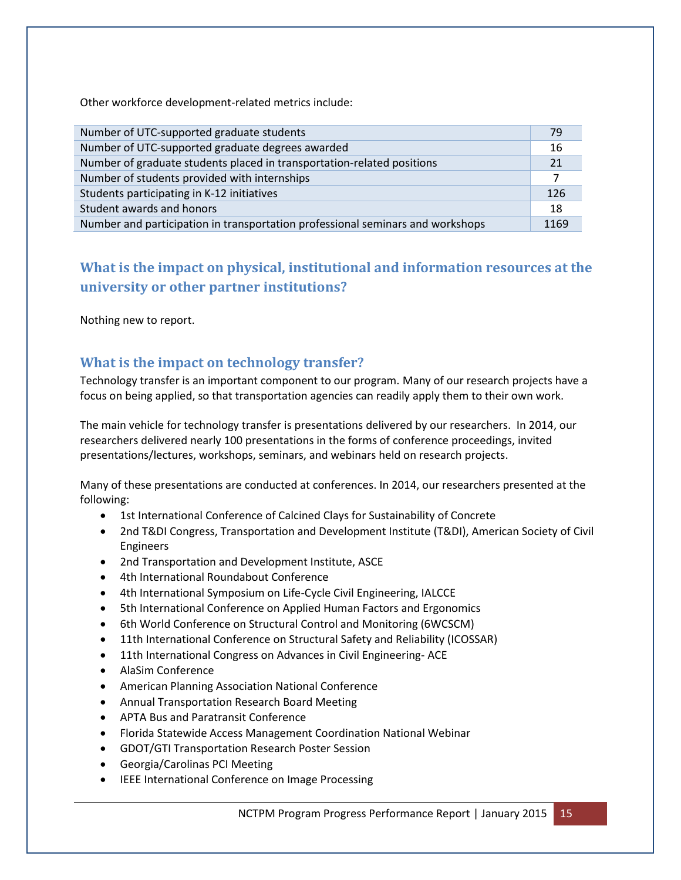Other workforce development-related metrics include:

| Metric | Value |
|---|---|
| Number of UTC-supported graduate students | 79 |
| Number of UTC-supported graduate degrees awarded | 16 |
| Number of graduate students placed in transportation-related positions | 21 |
| Number of students provided with internships | 7 |
| Students participating in K-12 initiatives | 126 |
| Student awards and honors | 18 |
| Number and participation in transportation professional seminars and workshops | 1169 |

## What is the impact on physical, institutional and information resources at the university or other partner institutions?

Nothing new to report.

## What is the impact on technology transfer?

Technology transfer is an important component to our program. Many of our research projects have a focus on being applied, so that transportation agencies can readily apply them to their own work.

The main vehicle for technology transfer is presentations delivered by our researchers. In 2014, our researchers delivered nearly 100 presentations in the forms of conference proceedings, invited presentations/lectures, workshops, seminars, and webinars held on research projects.

Many of these presentations are conducted at conferences. In 2014, our researchers presented at the following:

- 1st International Conference of Calcined Clays for Sustainability of Concrete
- 2nd T&DI Congress, Transportation and Development Institute (T&DI), American Society of Civil Engineers
- 2nd Transportation and Development Institute, ASCE
- 4th International Roundabout Conference
- 4th International Symposium on Life-Cycle Civil Engineering, IALCCE
- 5th International Conference on Applied Human Factors and Ergonomics
- 6th World Conference on Structural Control and Monitoring (6WCSCM)
- 11th International Conference on Structural Safety and Reliability (ICOSSAR)
- 11th International Congress on Advances in Civil Engineering- ACE
- AlaSim Conference
- American Planning Association National Conference
- Annual Transportation Research Board Meeting
- APTA Bus and Paratransit Conference
- Florida Statewide Access Management Coordination National Webinar
- GDOT/GTI Transportation Research Poster Session
- Georgia/Carolinas PCI Meeting
- IEEE International Conference on Image Processing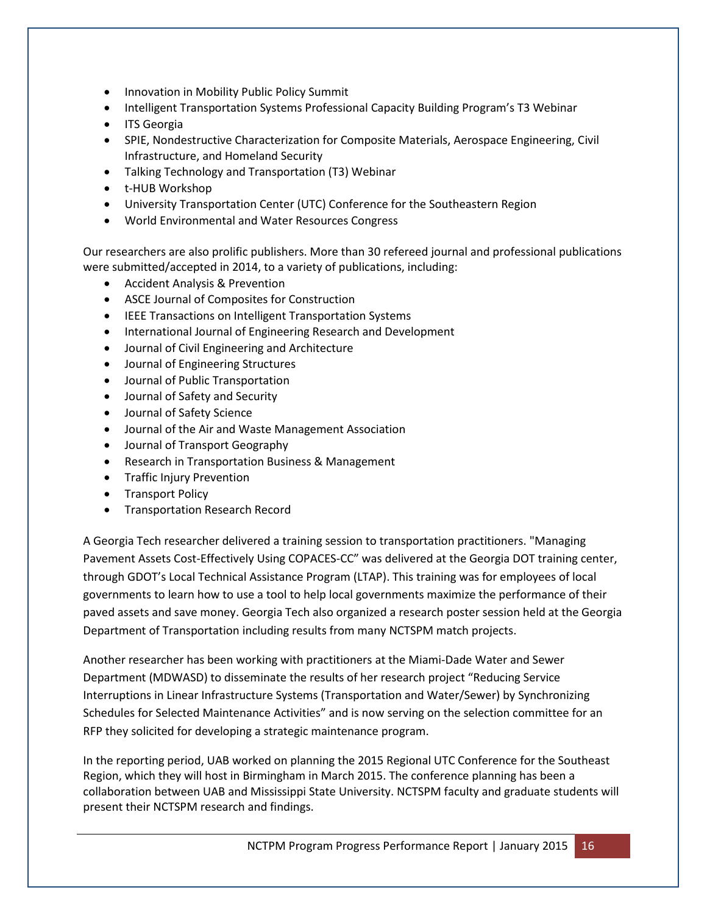- Innovation in Mobility Public Policy Summit
- Intelligent Transportation Systems Professional Capacity Building Program's T3 Webinar
- ITS Georgia
- SPIE, Nondestructive Characterization for Composite Materials, Aerospace Engineering, Civil Infrastructure, and Homeland Security
- Talking Technology and Transportation (T3) Webinar
- t-HUB Workshop
- University Transportation Center (UTC) Conference for the Southeastern Region
- World Environmental and Water Resources Congress

Our researchers are also prolific publishers. More than 30 refereed journal and professional publications were submitted/accepted in 2014, to a variety of publications, including:

- Accident Analysis & Prevention
- ASCE Journal of Composites for Construction
- IEEE Transactions on Intelligent Transportation Systems
- International Journal of Engineering Research and Development
- Journal of Civil Engineering and Architecture
- Journal of Engineering Structures
- Journal of Public Transportation
- Journal of Safety and Security
- Journal of Safety Science
- Journal of the Air and Waste Management Association
- Journal of Transport Geography
- Research in Transportation Business & Management
- Traffic Injury Prevention
- Transport Policy
- Transportation Research Record

A Georgia Tech researcher delivered a training session to transportation practitioners. "Managing Pavement Assets Cost-Effectively Using COPACES-CC" was delivered at the Georgia DOT training center, through GDOT's Local Technical Assistance Program (LTAP). This training was for employees of local governments to learn how to use a tool to help local governments maximize the performance of their paved assets and save money. Georgia Tech also organized a research poster session held at the Georgia Department of Transportation including results from many NCTSPM match projects.

Another researcher has been working with practitioners at the Miami-Dade Water and Sewer Department (MDWASD) to disseminate the results of her research project "Reducing Service Interruptions in Linear Infrastructure Systems (Transportation and Water/Sewer) by Synchronizing Schedules for Selected Maintenance Activities" and is now serving on the selection committee for an RFP they solicited for developing a strategic maintenance program.

In the reporting period, UAB worked on planning the 2015 Regional UTC Conference for the Southeast Region, which they will host in Birmingham in March 2015. The conference planning has been a collaboration between UAB and Mississippi State University. NCTSPM faculty and graduate students will present their NCTSPM research and findings.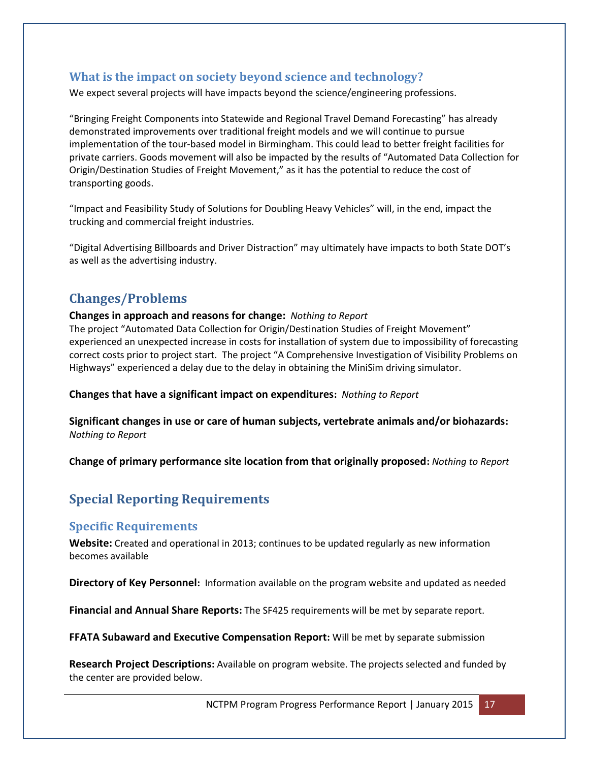### What is the impact on society beyond science and technology?

We expect several projects will have impacts beyond the science/engineering professions.

"Bringing Freight Components into Statewide and Regional Travel Demand Forecasting" has already demonstrated improvements over traditional freight models and we will continue to pursue implementation of the tour-based model in Birmingham. This could lead to better freight facilities for private carriers. Goods movement will also be impacted by the results of "Automated Data Collection for Origin/Destination Studies of Freight Movement," as it has the potential to reduce the cost of transporting goods.

"Impact and Feasibility Study of Solutions for Doubling Heavy Vehicles" will, in the end, impact the trucking and commercial freight industries.

"Digital Advertising Billboards and Driver Distraction" may ultimately have impacts to both State DOT's as well as the advertising industry.

## Changes/Problems

**Changes in approach and reasons for change:** *Nothing to Report*
The project "Automated Data Collection for Origin/Destination Studies of Freight Movement" experienced an unexpected increase in costs for installation of system due to impossibility of forecasting correct costs prior to project start. The project "A Comprehensive Investigation of Visibility Problems on Highways" experienced a delay due to the delay in obtaining the MiniSim driving simulator.

**Changes that have a significant impact on expenditures:** *Nothing to Report*

**Significant changes in use or care of human subjects, vertebrate animals and/or biohazards:** *Nothing to Report*

**Change of primary performance site location from that originally proposed:** *Nothing to Report*

## Special Reporting Requirements

### Specific Requirements

**Website:** Created and operational in 2013; continues to be updated regularly as new information becomes available

**Directory of Key Personnel:** Information available on the program website and updated as needed

**Financial and Annual Share Reports:** The SF425 requirements will be met by separate report.

**FFATA Subaward and Executive Compensation Report:** Will be met by separate submission

**Research Project Descriptions:** Available on program website. The projects selected and funded by the center are provided below.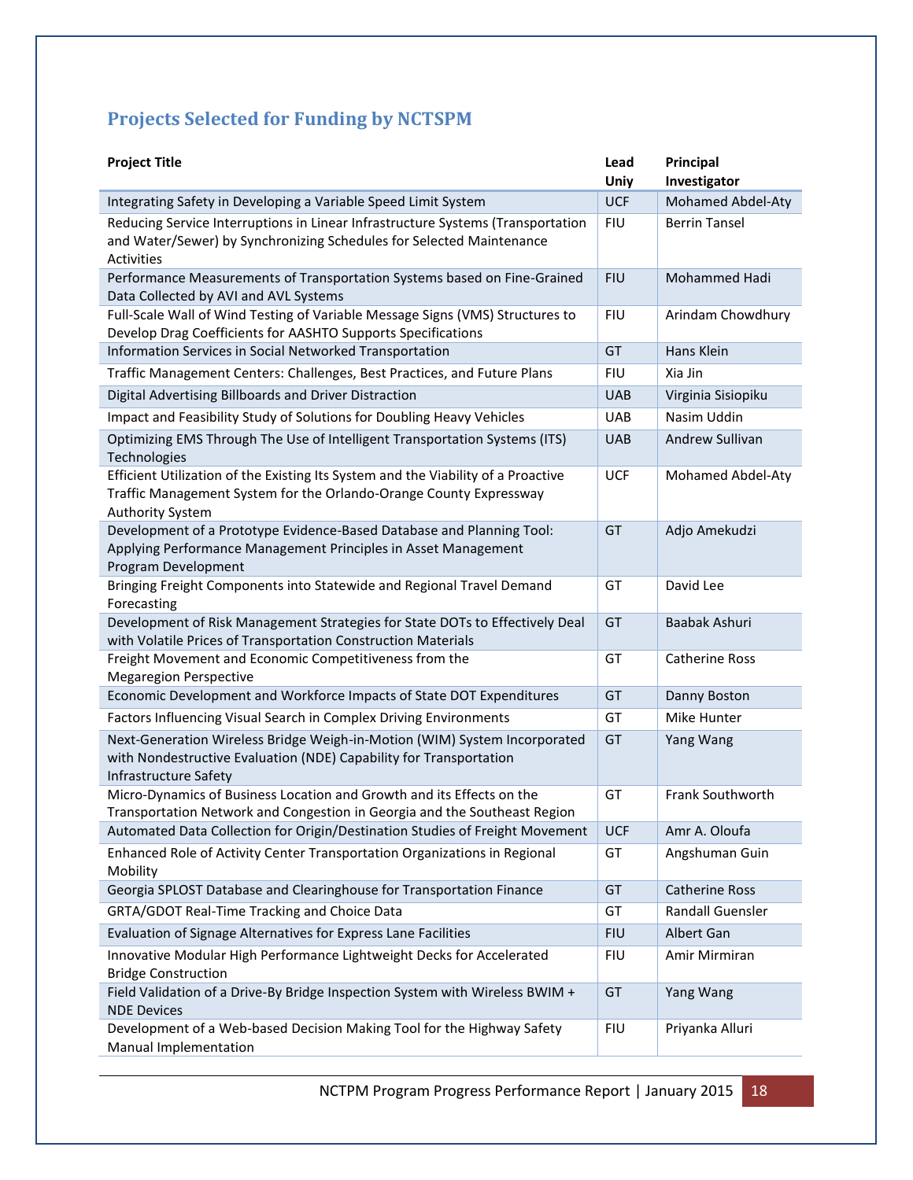## Projects Selected for Funding by NCTSPM

| Project Title | Lead Univ | Principal Investigator |
|---|---|---|
| Integrating Safety in Developing a Variable Speed Limit System | UCF | Mohamed Abdel-Aty |
| Reducing Service Interruptions in Linear Infrastructure Systems (Transportation and Water/Sewer) by Synchronizing Schedules for Selected Maintenance Activities | FIU | Berrin Tansel |
| Performance Measurements of Transportation Systems based on Fine-Grained Data Collected by AVI and AVL Systems | FIU | Mohammed Hadi |
| Full-Scale Wall of Wind Testing of Variable Message Signs (VMS) Structures to Develop Drag Coefficients for AASHTO Supports Specifications | FIU | Arindam Chowdhury |
| Information Services in Social Networked Transportation | GT | Hans Klein |
| Traffic Management Centers: Challenges, Best Practices, and Future Plans | FIU | Xia Jin |
| Digital Advertising Billboards and Driver Distraction | UAB | Virginia Sisiopiku |
| Impact and Feasibility Study of Solutions for Doubling Heavy Vehicles | UAB | Nasim Uddin |
| Optimizing EMS Through The Use of Intelligent Transportation Systems (ITS) Technologies | UAB | Andrew Sullivan |
| Efficient Utilization of the Existing Its System and the Viability of a Proactive Traffic Management System for the Orlando-Orange County Expressway Authority System | UCF | Mohamed Abdel-Aty |
| Development of a Prototype Evidence-Based Database and Planning Tool: Applying Performance Management Principles in Asset Management Program Development | GT | Adjo Amekudzi |
| Bringing Freight Components into Statewide and Regional Travel Demand Forecasting | GT | David Lee |
| Development of Risk Management Strategies for State DOTs to Effectively Deal with Volatile Prices of Transportation Construction Materials | GT | Baabak Ashuri |
| Freight Movement and Economic Competitiveness from the Megaregion Perspective | GT | Catherine Ross |
| Economic Development and Workforce Impacts of State DOT Expenditures | GT | Danny Boston |
| Factors Influencing Visual Search in Complex Driving Environments | GT | Mike Hunter |
| Next-Generation Wireless Bridge Weigh-in-Motion (WIM) System Incorporated with Nondestructive Evaluation (NDE) Capability for Transportation Infrastructure Safety | GT | Yang Wang |
| Micro-Dynamics of Business Location and Growth and its Effects on the Transportation Network and Congestion in Georgia and the Southeast Region | GT | Frank Southworth |
| Automated Data Collection for Origin/Destination Studies of Freight Movement | UCF | Amr A. Oloufa |
| Enhanced Role of Activity Center Transportation Organizations in Regional Mobility | GT | Angshuman Guin |
| Georgia SPLOST Database and Clearinghouse for Transportation Finance | GT | Catherine Ross |
| GRTA/GDOT Real-Time Tracking and Choice Data | GT | Randall Guensler |
| Evaluation of Signage Alternatives for Express Lane Facilities | FIU | Albert Gan |
| Innovative Modular High Performance Lightweight Decks for Accelerated Bridge Construction | FIU | Amir Mirmiran |
| Field Validation of a Drive-By Bridge Inspection System with Wireless BWIM + NDE Devices | GT | Yang Wang |
| Development of a Web-based Decision Making Tool for the Highway Safety Manual Implementation | FIU | Priyanka Alluri |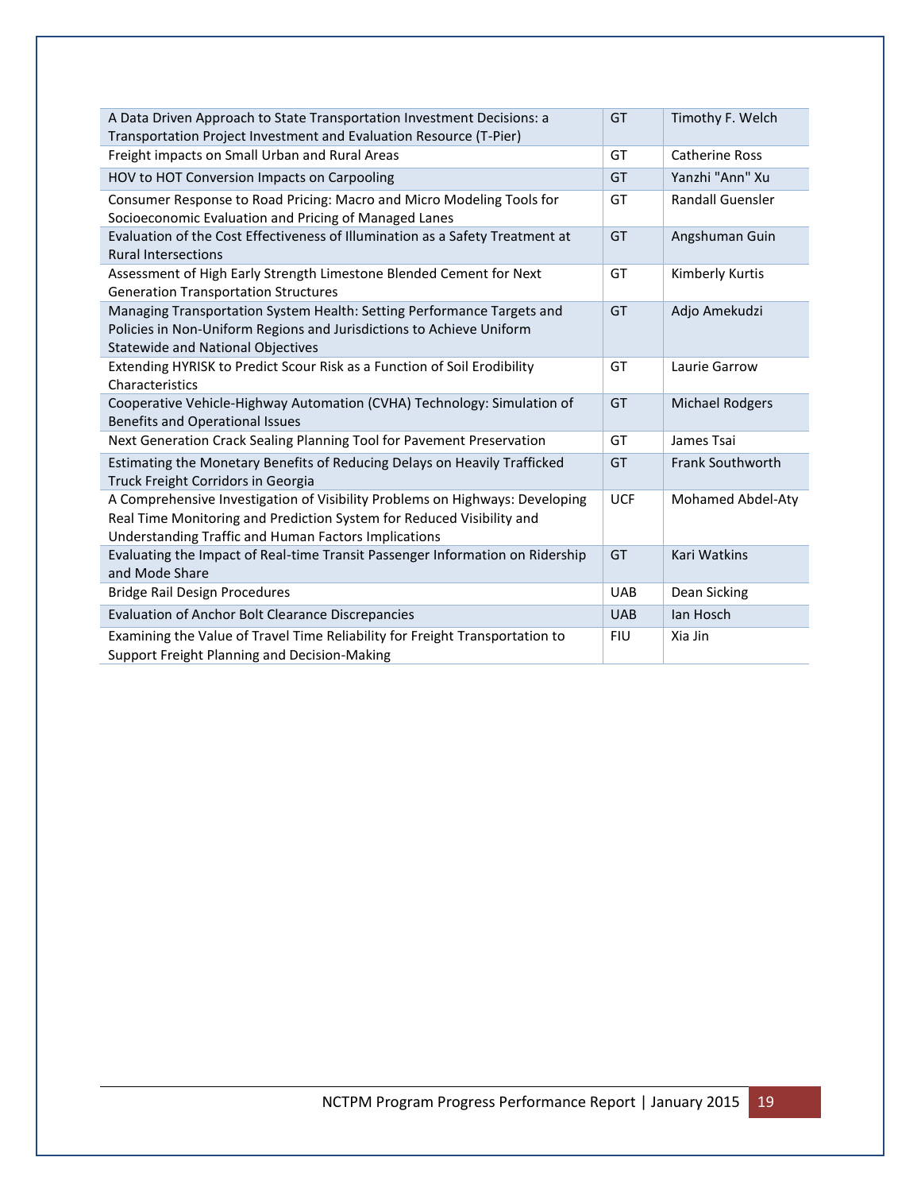| | | |
|---|---|---|
| A Data Driven Approach to State Transportation Investment Decisions: a Transportation Project Investment and Evaluation Resource (T-Pier) | GT | Timothy F. Welch |
| Freight impacts on Small Urban and Rural Areas | GT | Catherine Ross |
| HOV to HOT Conversion Impacts on Carpooling | GT | Yanzhi "Ann" Xu |
| Consumer Response to Road Pricing: Macro and Micro Modeling Tools for Socioeconomic Evaluation and Pricing of Managed Lanes | GT | Randall Guensler |
| Evaluation of the Cost Effectiveness of Illumination as a Safety Treatment at Rural Intersections | GT | Angshuman Guin |
| Assessment of High Early Strength Limestone Blended Cement for Next Generation Transportation Structures | GT | Kimberly Kurtis |
| Managing Transportation System Health: Setting Performance Targets and Policies in Non-Uniform Regions and Jurisdictions to Achieve Uniform Statewide and National Objectives | GT | Adjo Amekudzi |
| Extending HYRISK to Predict Scour Risk as a Function of Soil Erodibility Characteristics | GT | Laurie Garrow |
| Cooperative Vehicle-Highway Automation (CVHA) Technology: Simulation of Benefits and Operational Issues | GT | Michael Rodgers |
| Next Generation Crack Sealing Planning Tool for Pavement Preservation | GT | James Tsai |
| Estimating the Monetary Benefits of Reducing Delays on Heavily Trafficked Truck Freight Corridors in Georgia | GT | Frank Southworth |
| A Comprehensive Investigation of Visibility Problems on Highways: Developing Real Time Monitoring and Prediction System for Reduced Visibility and Understanding Traffic and Human Factors Implications | UCF | Mohamed Abdel-Aty |
| Evaluating the Impact of Real-time Transit Passenger Information on Ridership and Mode Share | GT | Kari Watkins |
| Bridge Rail Design Procedures | UAB | Dean Sicking |
| Evaluation of Anchor Bolt Clearance Discrepancies | UAB | Ian Hosch |
| Examining the Value of Travel Time Reliability for Freight Transportation to Support Freight Planning and Decision-Making | FIU | Xia Jin |